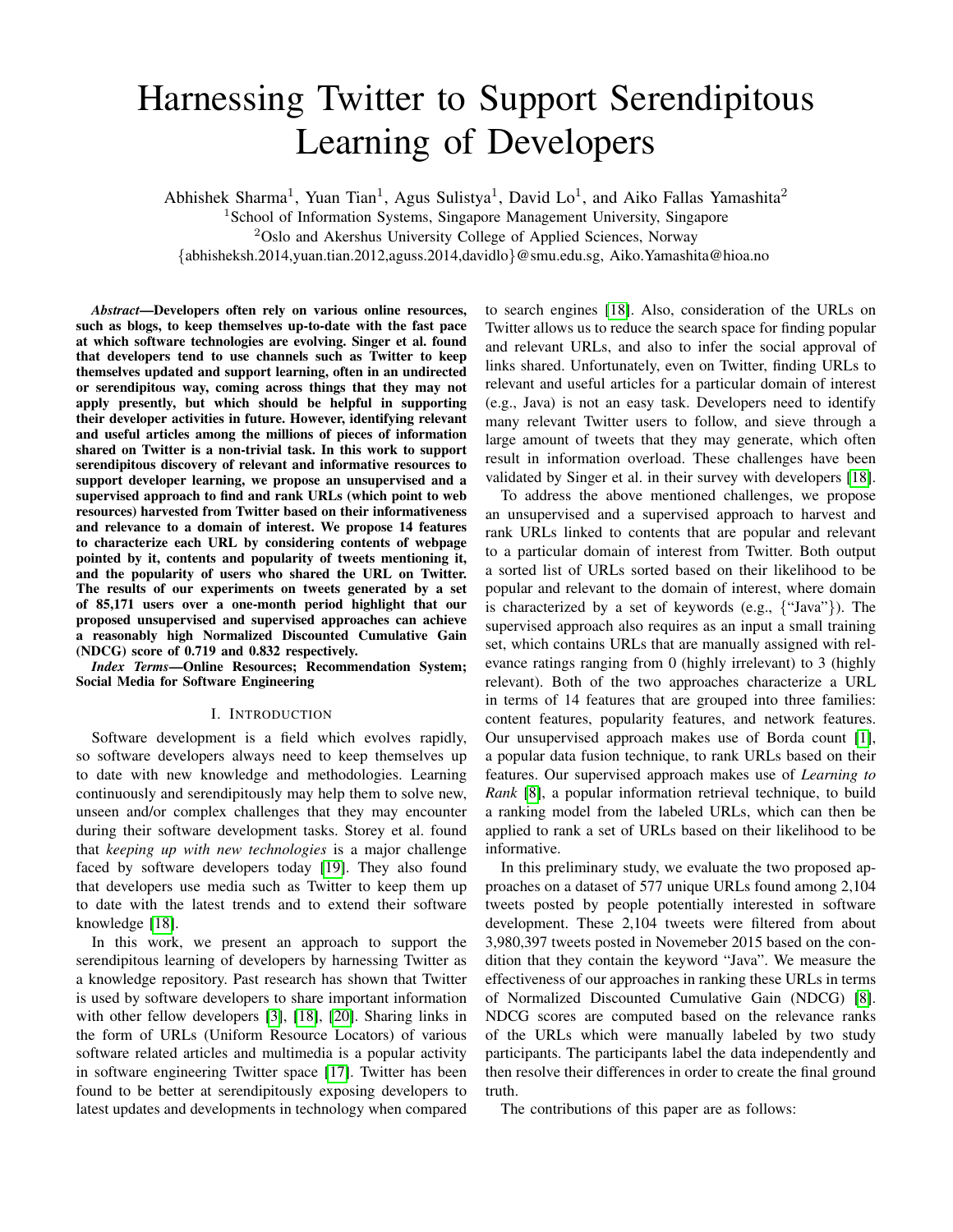# Harnessing Twitter to Support Serendipitous Learning of Developers

Abhishek Sharma[1], Yuan Tian[1], Agus Sulistya[1], David Lo[1], and Aiko Fallas Yamashita[2]

[1]School of Information Systems, Singapore Management University, Singapore

[2]Oslo and Akershus University College of Applied Sciences, Norway

{abhisheksh.2014,yuan.tian.2012,aguss.2014,davidlo}@smu.edu.sg, Aiko.Yamashita@hioa.no

***Abstract*—Developers often rely on various online resources, such as blogs, to keep themselves up-to-date with the fast pace at which software technologies are evolving. Singer et al. found that developers tend to use channels such as Twitter to keep themselves updated and support learning, often in an undirected or serendipitous way, coming across things that they may not apply presently, but which should be helpful in supporting their developer activities in future. However, identifying relevant and useful articles among the millions of pieces of information shared on Twitter is a non-trivial task. In this work to support serendipitous discovery of relevant and informative resources to support developer learning, we propose an unsupervised and a supervised approach to find and rank URLs (which point to web resources) harvested from Twitter based on their informativeness and relevance to a domain of interest. We propose 14 features to characterize each URL by considering contents of webpage pointed by it, contents and popularity of tweets mentioning it, and the popularity of users who shared the URL on Twitter. The results of our experiments on tweets generated by a set of 85,171 users over a one-month period highlight that our proposed unsupervised and supervised approaches can achieve a reasonably high Normalized Discounted Cumulative Gain (NDCG) score of 0.719 and 0.832 respectively.**

***Index Terms*—Online Resources; Recommendation System; Social Media for Software Engineering**

## I. Introduction

Software development is a field which evolves rapidly, so software developers always need to keep themselves up to date with new knowledge and methodologies. Learning continuously and serendipitously may help them to solve new, unseen and/or complex challenges that they may encounter during their software development tasks. Storey et al. found that *keeping up with new technologies* is a major challenge faced by software developers today [19]. They also found that developers use media such as Twitter to keep them up to date with the latest trends and to extend their software knowledge [18].

In this work, we present an approach to support the serendipitous learning of developers by harnessing Twitter as a knowledge repository. Past research has shown that Twitter is used by software developers to share important information with other fellow developers [3], [18], [20]. Sharing links in the form of URLs (Uniform Resource Locators) of various software related articles and multimedia is a popular activity in software engineering Twitter space [17]. Twitter has been found to be better at serendipitously exposing developers to latest updates and developments in technology when compared to search engines [18]. Also, consideration of the URLs on Twitter allows us to reduce the search space for finding popular and relevant URLs, and also to infer the social approval of links shared. Unfortunately, even on Twitter, finding URLs to relevant and useful articles for a particular domain of interest (e.g., Java) is not an easy task. Developers need to identify many relevant Twitter users to follow, and sieve through a large amount of tweets that they may generate, which often result in information overload. These challenges have been validated by Singer et al. in their survey with developers [18].

To address the above mentioned challenges, we propose an unsupervised and a supervised approach to harvest and rank URLs linked to contents that are popular and relevant to a particular domain of interest from Twitter. Both output a sorted list of URLs sorted based on their likelihood to be popular and relevant to the domain of interest, where domain is characterized by a set of keywords (e.g., {"Java"}). The supervised approach also requires as an input a small training set, which contains URLs that are manually assigned with relevance ratings ranging from 0 (highly irrelevant) to 3 (highly relevant). Both of the two approaches characterize a URL in terms of 14 features that are grouped into three families: content features, popularity features, and network features. Our unsupervised approach makes use of Borda count [1], a popular data fusion technique, to rank URLs based on their features. Our supervised approach makes use of *Learning to Rank* [8], a popular information retrieval technique, to build a ranking model from the labeled URLs, which can then be applied to rank a set of URLs based on their likelihood to be informative.

In this preliminary study, we evaluate the two proposed approaches on a dataset of 577 unique URLs found among 2,104 tweets posted by people potentially interested in software development. These 2,104 tweets were filtered from about 3,980,397 tweets posted in Novemeber 2015 based on the condition that they contain the keyword "Java". We measure the effectiveness of our approaches in ranking these URLs in terms of Normalized Discounted Cumulative Gain (NDCG) [8]. NDCG scores are computed based on the relevance ranks of the URLs which were manually labeled by two study participants. The participants label the data independently and then resolve their differences in order to create the final ground truth.

The contributions of this paper are as follows: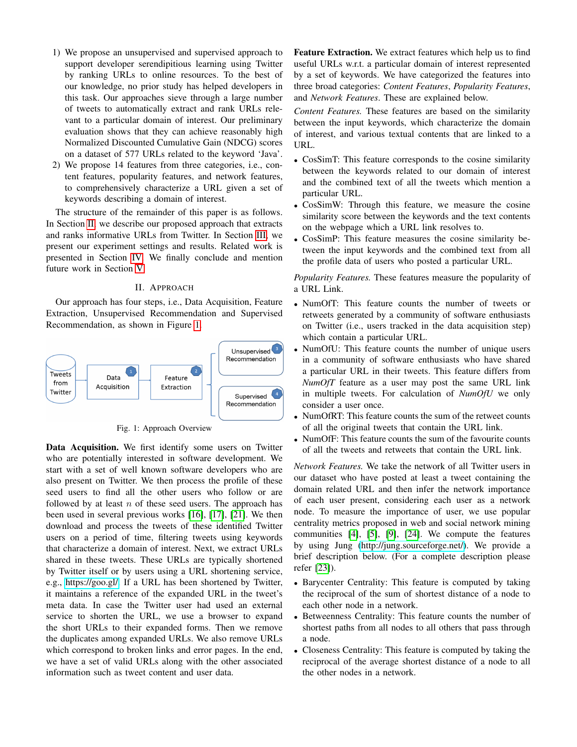1) We propose an unsupervised and supervised approach to support developer serendipitious learning using Twitter by ranking URLs to online resources. To the best of our knowledge, no prior study has helped developers in this task. Our approaches sieve through a large number of tweets to automatically extract and rank URLs relevant to a particular domain of interest. Our preliminary evaluation shows that they can achieve reasonably high Normalized Discounted Cumulative Gain (NDCG) scores on a dataset of 577 URLs related to the keyword 'Java'.
2) We propose 14 features from three categories, i.e., content features, popularity features, and network features, to comprehensively characterize a URL given a set of keywords describing a domain of interest.

The structure of the remainder of this paper is as follows. In Section II we describe our proposed approach that extracts and ranks informative URLs from Twitter. In Section III, we present our experiment settings and results. Related work is presented in Section IV. We finally conclude and mention future work in Section V.

## II. Approach

Our approach has four steps, i.e., Data Acquisition, Feature Extraction, Unsupervised Recommendation and Supervised Recommendation, as shown in Figure 1.

Tweets from Twitter → Data Acquisition (1) → Feature Extraction (2) → Unsupervised Recommendation (3) / Supervised Recommendation (4)

Fig. 1: Approach Overview

**Data Acquisition.** We first identify some users on Twitter who are potentially interested in software development. We start with a set of well known software developers who are also present on Twitter. We then process the profile of these seed users to find all the other users who follow or are followed by at least $n$ of these seed users. The approach has been used in several previous works [16], [17], [21]. We then download and process the tweets of these identified Twitter users on a period of time, filtering tweets using keywords that characterize a domain of interest. Next, we extract URLs shared in these tweets. These URLs are typically shortened by Twitter itself or by users using a URL shortening service, e.g., https://goo.gl/. If a URL has been shortened by Twitter, it maintains a reference of the expanded URL in the tweet's meta data. In case the Twitter user had used an external service to shorten the URL, we use a browser to expand the short URLs to their expanded forms. Then we remove the duplicates among expanded URLs. We also remove URLs which correspond to broken links and error pages. In the end, we have a set of valid URLs along with the other associated information such as tweet content and user data.

**Feature Extraction.** We extract features which help us to find useful URLs w.r.t. a particular domain of interest represented by a set of keywords. We have categorized the features into three broad categories: *Content Features*, *Popularity Features*, and *Network Features*. These are explained below.

*Content Features.* These features are based on the similarity between the input keywords, which characterize the domain of interest, and various textual contents that are linked to a URL.

- CosSimT: This feature corresponds to the cosine similarity between the keywords related to our domain of interest and the combined text of all the tweets which mention a particular URL.
- CosSimW: Through this feature, we measure the cosine similarity score between the keywords and the text contents on the webpage which a URL link resolves to.
- CosSimP: This feature measures the cosine similarity between the input keywords and the combined text from all the profile data of users who posted a particular URL.

*Popularity Features.* These features measure the popularity of a URL Link.

- NumOfT: This feature counts the number of tweets or retweets generated by a community of software enthusiasts on Twitter (i.e., users tracked in the data acquisition step) which contain a particular URL.
- NumOfU: This feature counts the number of unique users in a community of software enthusiasts who have shared a particular URL in their tweets. This feature differs from *NumOfT* feature as a user may post the same URL link in multiple tweets. For calculation of *NumOfU* we only consider a user once.
- NumOfRT: This feature counts the sum of the retweet counts of all the original tweets that contain the URL link.
- NumOfF: This feature counts the sum of the favourite counts of all the tweets and retweets that contain the URL link.

*Network Features.* We take the network of all Twitter users in our dataset who have posted at least a tweet containing the domain related URL and then infer the network importance of each user present, considering each user as a network node. To measure the importance of user, we use popular centrality metrics proposed in web and social network mining communities [4], [5], [9], [24]. We compute the features by using Jung (http://jung.sourceforge.net/). We provide a brief description below. (For a complete description please refer [23]).

- Barycenter Centrality: This feature is computed by taking the reciprocal of the sum of shortest distance of a node to each other node in a network.
- Betweenness Centrality: This feature counts the number of shortest paths from all nodes to all others that pass through a node.
- Closeness Centrality: This feature is computed by taking the reciprocal of the average shortest distance of a node to all the other nodes in a network.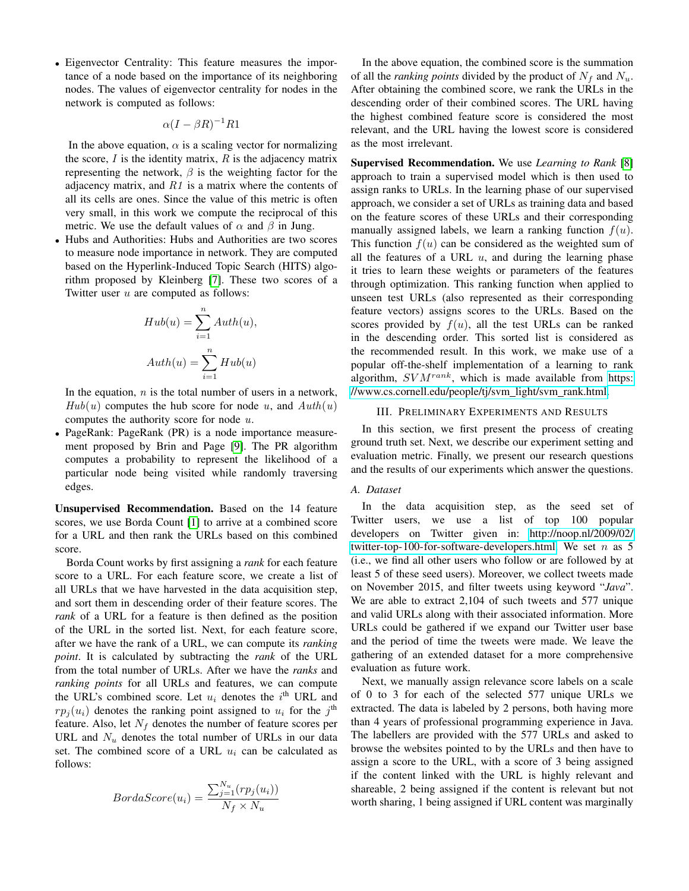- Eigenvector Centrality: This feature measures the importance of a node based on the importance of its neighboring nodes. The values of eigenvector centrality for nodes in the network is computed as follows:

$$\alpha(I - \beta R)^{-1} R1$$

In the above equation, $\alpha$ is a scaling vector for normalizing the score, $I$ is the identity matrix, $R$ is the adjacency matrix representing the network, $\beta$ is the weighting factor for the adjacency matrix, and $R1$ is a matrix where the contents of all its cells are ones. Since the value of this metric is often very small, in this work we compute the reciprocal of this metric. We use the default values of $\alpha$ and $\beta$ in Jung.

- Hubs and Authorities: Hubs and Authorities are two scores to measure node importance in network. They are computed based on the Hyperlink-Induced Topic Search (HITS) algorithm proposed by Kleinberg [7]. These two scores of a Twitter user $u$ are computed as follows:

$$Hub(u) = \sum_{i=1}^{n} Auth(u),$$

$$Auth(u) = \sum_{i=1}^{n} Hub(u)$$

In the equation, $n$ is the total number of users in a network, $Hub(u)$ computes the hub score for node $u$, and $Auth(u)$ computes the authority score for node $u$.

- PageRank: PageRank (PR) is a node importance measurement proposed by Brin and Page [9]. The PR algorithm computes a probability to represent the likelihood of a particular node being visited while randomly traversing edges.

**Unsupervised Recommendation.** Based on the 14 feature scores, we use Borda Count [1] to arrive at a combined score for a URL and then rank the URLs based on this combined score.

Borda Count works by first assigning a *rank* for each feature score to a URL. For each feature score, we create a list of all URLs that we have harvested in the data acquisition step, and sort them in descending order of their feature scores. The *rank* of a URL for a feature is then defined as the position of the URL in the sorted list. Next, for each feature score, after we have the rank of a URL, we can compute its *ranking point*. It is calculated by subtracting the *rank* of the URL from the total number of URLs. After we have the *ranks* and *ranking points* for all URLs and features, we can compute the URL's combined score. Let $u_i$ denotes the $i^{\text{th}}$ URL and $rp_j(u_i)$ denotes the ranking point assigned to $u_i$ for the $j^{\text{th}}$ feature. Also, let $N_f$ denotes the number of feature scores per URL and $N_u$ denotes the total number of URLs in our data set. The combined score of a URL $u_i$ can be calculated as follows:

$$BordaScore(u_i) = \frac{\sum_{j=1}^{N_u}(rp_j(u_i))}{N_f \times N_u}$$

In the above equation, the combined score is the summation of all the *ranking points* divided by the product of $N_f$ and $N_u$. After obtaining the combined score, we rank the URLs in the descending order of their combined scores. The URL having the highest combined feature score is considered the most relevant, and the URL having the lowest score is considered as the most irrelevant.

**Supervised Recommendation.** We use *Learning to Rank* [8] approach to train a supervised model which is then used to assign ranks to URLs. In the learning phase of our supervised approach, we consider a set of URLs as training data and based on the feature scores of these URLs and their corresponding manually assigned labels, we learn a ranking function $f(u)$. This function $f(u)$ can be considered as the weighted sum of all the features of a URL $u$, and during the learning phase it tries to learn these weights or parameters of the features through optimization. This ranking function when applied to unseen test URLs (also represented as their corresponding feature vectors) assigns scores to the URLs. Based on the scores provided by $f(u)$, all the test URLs can be ranked in the descending order. This sorted list is considered as the recommended result. In this work, we make use of a popular off-the-shelf implementation of a learning to rank algorithm, $SVM^{rank}$, which is made available from https://www.cs.cornell.edu/people/tj/svm_light/svm_rank.html.

## III. Preliminary Experiments and Results

In this section, we first present the process of creating ground truth set. Next, we describe our experiment setting and evaluation metric. Finally, we present our research questions and the results of our experiments which answer the questions.

### A. Dataset

In the data acquisition step, as the seed set of Twitter users, we use a list of top 100 popular developers on Twitter given in: http://noop.nl/2009/02/twitter-top-100-for-software-developers.html. We set $n$ as 5 (i.e., we find all other users who follow or are followed by at least 5 of these seed users). Moreover, we collect tweets made on November 2015, and filter tweets using keyword "*Java*". We are able to extract 2,104 of such tweets and 577 unique and valid URLs along with their associated information. More URLs could be gathered if we expand our Twitter user base and the period of time the tweets were made. We leave the gathering of an extended dataset for a more comprehensive evaluation as future work.

Next, we manually assign relevance score labels on a scale of 0 to 3 for each of the selected 577 unique URLs we extracted. The data is labeled by 2 persons, both having more than 4 years of professional programming experience in Java. The labellers are provided with the 577 URLs and asked to browse the websites pointed to by the URLs and then have to assign a score to the URL, with a score of 3 being assigned if the content linked with the URL is highly relevant and shareable, 2 being assigned if the content is relevant but not worth sharing, 1 being assigned if URL content was marginally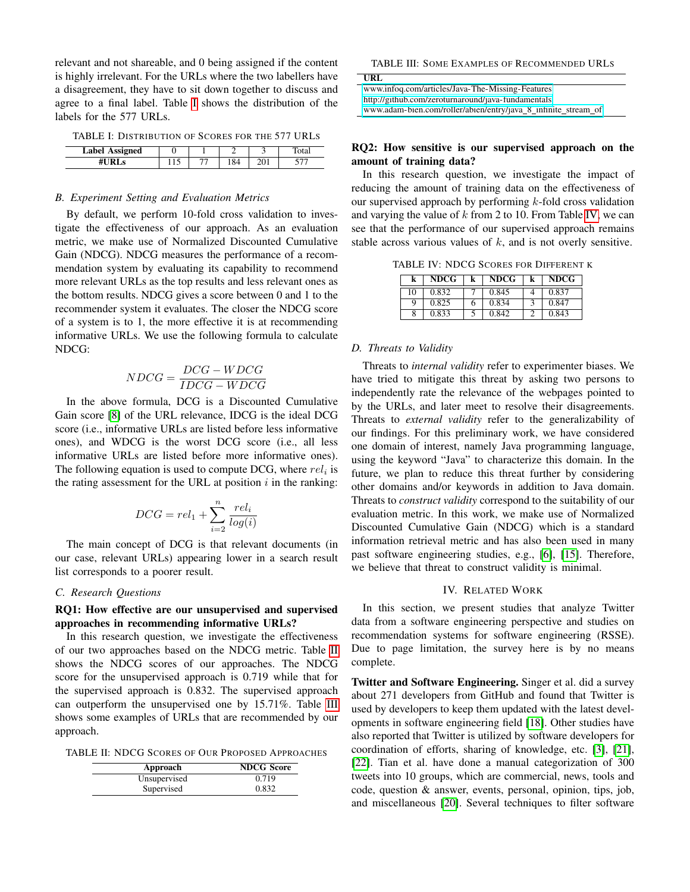relevant and not shareable, and 0 being assigned if the content is highly irrelevant. For the URLs where the two labellers have a disagreement, they have to sit down together to discuss and agree to a final label. Table I shows the distribution of the labels for the 577 URLs.

TABLE I: Distribution of Scores for the 577 URLs

| Label Assigned | 0 | 1 | 2 | 3 | Total |
|---|---|---|---|---|---|
| #URLs | 115 | 77 | 184 | 201 | 577 |

### B. Experiment Setting and Evaluation Metrics

By default, we perform 10-fold cross validation to investigate the effectiveness of our approach. As an evaluation metric, we make use of Normalized Discounted Cumulative Gain (NDCG). NDCG measures the performance of a recommendation system by evaluating its capability to recommend more relevant URLs as the top results and less relevant ones as the bottom results. NDCG gives a score between 0 and 1 to the recommender system it evaluates. The closer the NDCG score of a system is to 1, the more effective it is at recommending informative URLs. We use the following formula to calculate NDCG:

$$NDCG = \frac{DCG - WDCG}{IDCG - WDCG}$$

In the above formula, DCG is a Discounted Cumulative Gain score [8] of the URL relevance, IDCG is the ideal DCG score (i.e., informative URLs are listed before less informative ones), and WDCG is the worst DCG score (i.e., all less informative URLs are listed before more informative ones). The following equation is used to compute DCG, where $rel_i$ is the rating assessment for the URL at position $i$ in the ranking:

$$DCG = rel_1 + \sum_{i=2}^{n} \frac{rel_i}{log(i)}$$

The main concept of DCG is that relevant documents (in our case, relevant URLs) appearing lower in a search result list corresponds to a poorer result.

### C. Research Questions

**RQ1: How effective are our unsupervised and supervised approaches in recommending informative URLs?**

In this research question, we investigate the effectiveness of our two approaches based on the NDCG metric. Table II shows the NDCG scores of our approaches. The NDCG score for the unsupervised approach is 0.719 while that for the supervised approach is 0.832. The supervised approach can outperform the unsupervised one by 15.71%. Table III shows some examples of URLs that are recommended by our approach.

TABLE II: NDCG Scores of Our Proposed Approaches

| Approach | NDCG Score |
|---|---|
| Unsupervised | 0.719 |
| Supervised | 0.832 |

TABLE III: Some Examples of Recommended URLs

| URL |
|---|
| www.infoq.com/articles/Java-The-Missing-Features |
| http://github.com/zeroturnaround/java-fundamentals |
| www.adam-bien.com/roller/abien/entry/java_8_infinite_stream_of |

**RQ2: How sensitive is our supervised approach on the amount of training data?**

In this research question, we investigate the impact of reducing the amount of training data on the effectiveness of our supervised approach by performing $k$-fold cross validation and varying the value of $k$ from 2 to 10. From Table IV, we can see that the performance of our supervised approach remains stable across various values of $k$, and is not overly sensitive.

TABLE IV: NDCG Scores for Different k

| k | NDCG | k | NDCG | k | NDCG |
|---|---|---|---|---|---|
| 10 | 0.832 | 7 | 0.845 | 4 | 0.837 |
| 9 | 0.825 | 6 | 0.834 | 3 | 0.847 |
| 8 | 0.833 | 5 | 0.842 | 2 | 0.843 |

### D. Threats to Validity

Threats to *internal validity* refer to experimenter biases. We have tried to mitigate this threat by asking two persons to independently rate the relevance of the webpages pointed to by the URLs, and later meet to resolve their disagreements. Threats to *external validity* refer to the generalizability of our findings. For this preliminary work, we have considered one domain of interest, namely Java programming language, using the keyword "Java" to characterize this domain. In the future, we plan to reduce this threat further by considering other domains and/or keywords in addition to Java domain. Threats to *construct validity* correspond to the suitability of our evaluation metric. In this work, we make use of Normalized Discounted Cumulative Gain (NDCG) which is a standard information retrieval metric and has also been used in many past software engineering studies, e.g., [6], [15]. Therefore, we believe that threat to construct validity is minimal.

## IV. Related Work

In this section, we present studies that analyze Twitter data from a software engineering perspective and studies on recommendation systems for software engineering (RSSE). Due to page limitation, the survey here is by no means complete.

**Twitter and Software Engineering.** Singer et al. did a survey about 271 developers from GitHub and found that Twitter is used by developers to keep them updated with the latest developments in software engineering field [18]. Other studies have also reported that Twitter is utilized by software developers for coordination of efforts, sharing of knowledge, etc. [3], [21], [22]. Tian et al. have done a manual categorization of 300 tweets into 10 groups, which are commercial, news, tools and code, question & answer, events, personal, opinion, tips, job, and miscellaneous [20]. Several techniques to filter software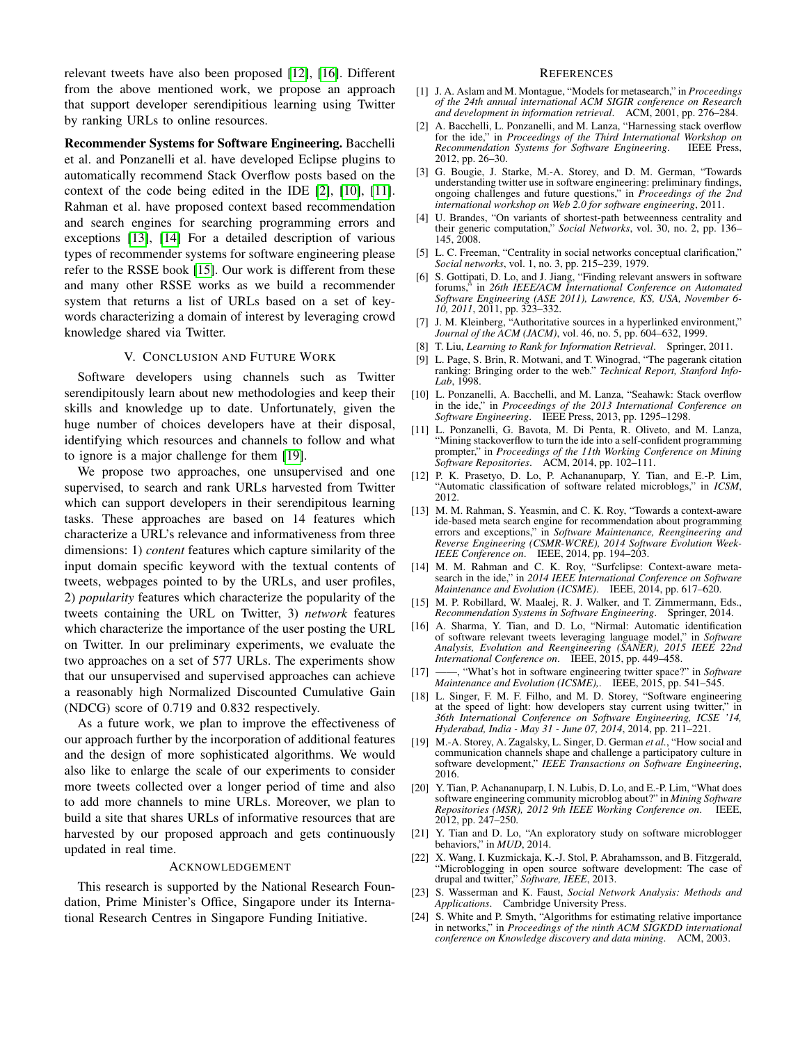relevant tweets have also been proposed [12], [16]. Different from the above mentioned work, we propose an approach that support developer serendipitious learning using Twitter by ranking URLs to online resources.

**Recommender Systems for Software Engineering.** Bacchelli et al. and Ponzanelli et al. have developed Eclipse plugins to automatically recommend Stack Overflow posts based on the context of the code being edited in the IDE [2], [10], [11]. Rahman et al. have proposed context based recommendation and search engines for searching programming errors and exceptions [13], [14] For a detailed description of various types of recommender systems for software engineering please refer to the RSSE book [15]. Our work is different from these and many other RSSE works as we build a recommender system that returns a list of URLs based on a set of keywords characterizing a domain of interest by leveraging crowd knowledge shared via Twitter.

## V. Conclusion and Future Work

Software developers using channels such as Twitter serendipitously learn about new methodologies and keep their skills and knowledge up to date. Unfortunately, given the huge number of choices developers have at their disposal, identifying which resources and channels to follow and what to ignore is a major challenge for them [19].

We propose two approaches, one unsupervised and one supervised, to search and rank URLs harvested from Twitter which can support developers in their serendipitous learning tasks. These approaches are based on 14 features which characterize a URL's relevance and informativeness from three dimensions: 1) *content* features which capture similarity of the input domain specific keyword with the textual contents of tweets, webpages pointed to by the URLs, and user profiles, 2) *popularity* features which characterize the popularity of the tweets containing the URL on Twitter, 3) *network* features which characterize the importance of the user posting the URL on Twitter. In our preliminary experiments, we evaluate the two approaches on a set of 577 URLs. The experiments show that our unsupervised and supervised approaches can achieve a reasonably high Normalized Discounted Cumulative Gain (NDCG) score of 0.719 and 0.832 respectively.

As a future work, we plan to improve the effectiveness of our approach further by the incorporation of additional features and the design of more sophisticated algorithms. We would also like to enlarge the scale of our experiments to consider more tweets collected over a longer period of time and also to add more channels to mine URLs. Moreover, we plan to build a site that shares URLs of informative resources that are harvested by our proposed approach and gets continuously updated in real time.

## Acknowledgement

This research is supported by the National Research Foundation, Prime Minister's Office, Singapore under its International Research Centres in Singapore Funding Initiative.

## References

[1] J. A. Aslam and M. Montague, "Models for metasearch," in *Proceedings of the 24th annual international ACM SIGIR conference on Research and development in information retrieval*. ACM, 2001, pp. 276–284.

[2] A. Bacchelli, L. Ponzanelli, and M. Lanza, "Harnessing stack overflow for the ide," in *Proceedings of the Third International Workshop on Recommendation Systems for Software Engineering*. IEEE Press, 2012, pp. 26–30.

[3] G. Bougie, J. Starke, M.-A. Storey, and D. M. German, "Towards understanding twitter use in software engineering: preliminary findings, ongoing challenges and future questions," in *Proceedings of the 2nd international workshop on Web 2.0 for software engineering*, 2011.

[4] U. Brandes, "On variants of shortest-path betweenness centrality and their generic computation," *Social Networks*, vol. 30, no. 2, pp. 136–145, 2008.

[5] L. C. Freeman, "Centrality in social networks conceptual clarification," *Social networks*, vol. 1, no. 3, pp. 215–239, 1979.

[6] S. Gottipati, D. Lo, and J. Jiang, "Finding relevant answers in software forums," in *26th IEEE/ACM International Conference on Automated Software Engineering (ASE 2011), Lawrence, KS, USA, November 6-10, 2011*, 2011, pp. 323–332.

[7] J. M. Kleinberg, "Authoritative sources in a hyperlinked environment," *Journal of the ACM (JACM)*, vol. 46, no. 5, pp. 604–632, 1999.

[8] T. Liu, *Learning to Rank for Information Retrieval*. Springer, 2011.

[9] L. Page, S. Brin, R. Motwani, and T. Winograd, "The pagerank citation ranking: Bringing order to the web." *Technical Report, Stanford InfoLab*, 1998.

[10] L. Ponzanelli, A. Bacchelli, and M. Lanza, "Seahawk: Stack overflow in the ide," in *Proceedings of the 2013 International Conference on Software Engineering*. IEEE Press, 2013, pp. 1295–1298.

[11] L. Ponzanelli, G. Bavota, M. Di Penta, R. Oliveto, and M. Lanza, "Mining stackoverflow to turn the ide into a self-confident programming prompter," in *Proceedings of the 11th Working Conference on Mining Software Repositories*. ACM, 2014, pp. 102–111.

[12] P. K. Prasetyo, D. Lo, P. Achananuparp, Y. Tian, and E.-P. Lim, "Automatic classification of software related microblogs," in *ICSM*, 2012.

[13] M. M. Rahman, S. Yeasmin, and C. K. Roy, "Towards a context-aware ide-based meta search engine for recommendation about programming errors and exceptions," in *Software Maintenance, Reengineering and Reverse Engineering (CSMR-WCRE), 2014 Software Evolution Week-IEEE Conference on*. IEEE, 2014, pp. 194–203.

[14] M. M. Rahman and C. K. Roy, "Surfclipse: Context-aware meta-search in the ide," in *2014 IEEE International Conference on Software Maintenance and Evolution (ICSME)*. IEEE, 2014, pp. 617–620.

[15] M. P. Robillard, W. Maalej, R. J. Walker, and T. Zimmermann, Eds., *Recommendation Systems in Software Engineering*. Springer, 2014.

[16] A. Sharma, Y. Tian, and D. Lo, "Nirmal: Automatic identification of software relevant tweets leveraging language model," in *Software Analysis, Evolution and Reengineering (SANER), 2015 IEEE 22nd International Conference on*. IEEE, 2015, pp. 449–458.

[17] ——, "What's hot in software engineering twitter space?" in *Software Maintenance and Evolution (ICSME),*. IEEE, 2015, pp. 541–545.

[18] L. Singer, F. M. F. Filho, and M. D. Storey, "Software engineering at the speed of light: how developers stay current using twitter," in *36th International Conference on Software Engineering, ICSE '14, Hyderabad, India - May 31 - June 07, 2014*, 2014, pp. 211–221.

[19] M.-A. Storey, A. Zagalsky, L. Singer, D. German *et al.*, "How social and communication channels shape and challenge a participatory culture in software development," *IEEE Transactions on Software Engineering*, 2016.

[20] Y. Tian, P. Achananuparp, I. N. Lubis, D. Lo, and E.-P. Lim, "What does software engineering community microblog about?" in *Mining Software Repositories (MSR), 2012 9th IEEE Working Conference on*. IEEE, 2012, pp. 247–250.

[21] Y. Tian and D. Lo, "An exploratory study on software microblogger behaviors," in *MUD*, 2014.

[22] X. Wang, I. Kuzmickaja, K.-J. Stol, P. Abrahamsson, and B. Fitzgerald, "Microblogging in open source software development: The case of drupal and twitter," *Software, IEEE*, 2013.

[23] S. Wasserman and K. Faust, *Social Network Analysis: Methods and Applications*. Cambridge University Press.

[24] S. White and P. Smyth, "Algorithms for estimating relative importance in networks," in *Proceedings of the ninth ACM SIGKDD international conference on Knowledge discovery and data mining*. ACM, 2003.